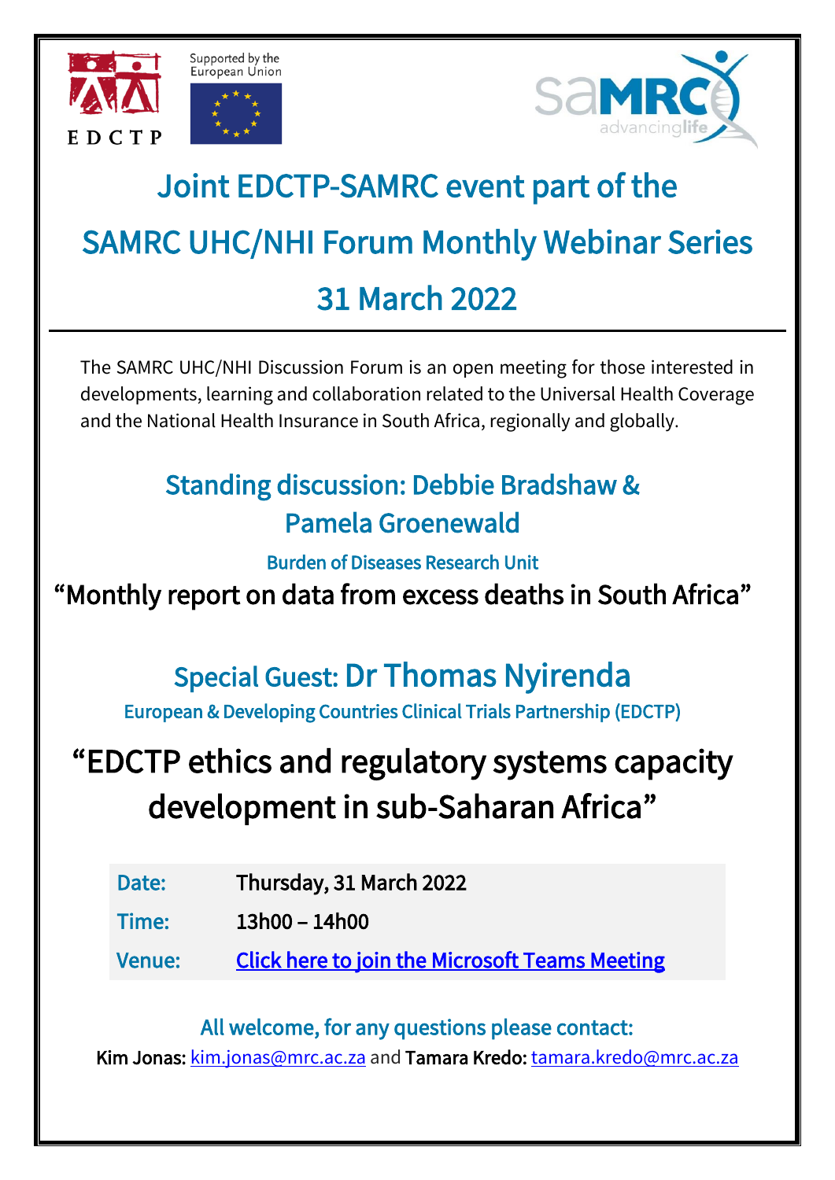EDCTP

Supported by the European Union

SAMRC advancinglife

# Joint EDCTP-SAMRC event part of the SAMRC UHC/NHI Forum Monthly Webinar Series 31 March 2022

The SAMRC UHC/NHI Discussion Forum is an open meeting for those interested in developments, learning and collaboration related to the Universal Health Coverage and the National Health Insurance in South Africa, regionally and globally.

## Standing discussion: Debbie Bradshaw & Pamela Groenewald

**Burden of Diseases Research Unit**

### "Monthly report on data from excess deaths in South Africa"

## Special Guest: Dr Thomas Nyirenda

**European & Developing Countries Clinical Trials Partnership (EDCTP)**

### "EDCTP ethics and regulatory systems capacity development in sub-Saharan Africa"

| | |
|---|---|
| **Date:** | Thursday, 31 March 2022 |
| **Time:** | 13h00 – 14h00 |
| **Venue:** | Click here to join the Microsoft Teams Meeting |

**All welcome, for any questions please contact:**

**Kim Jonas:** kim.jonas@mrc.ac.za and **Tamara Kredo:** tamara.kredo@mrc.ac.za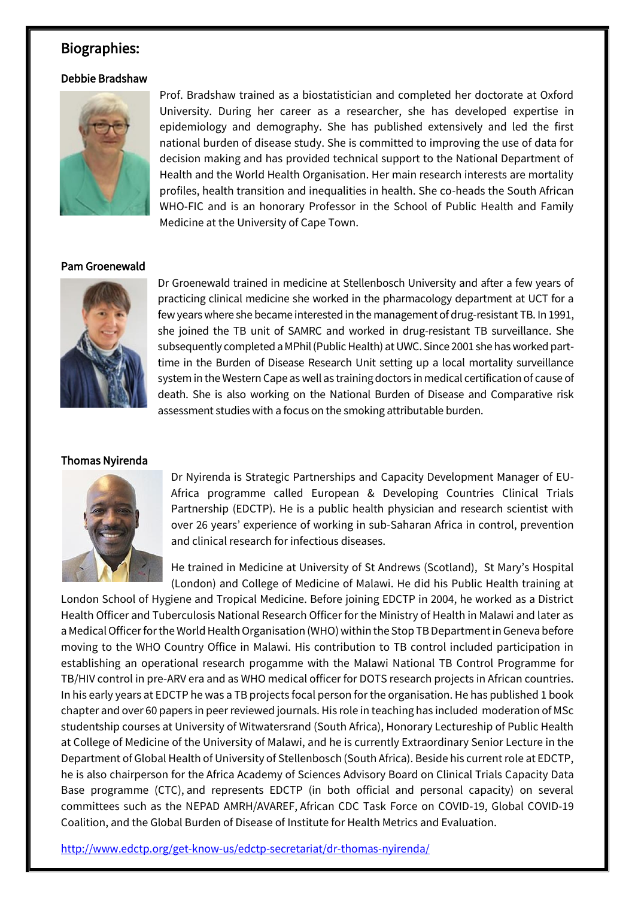## Biographies:

### Debbie Bradshaw

Prof. Bradshaw trained as a biostatistician and completed her doctorate at Oxford University. During her career as a researcher, she has developed expertise in epidemiology and demography. She has published extensively and led the first national burden of disease study. She is committed to improving the use of data for decision making and has provided technical support to the National Department of Health and the World Health Organisation. Her main research interests are mortality profiles, health transition and inequalities in health. She co-heads the South African WHO-FIC and is an honorary Professor in the School of Public Health and Family Medicine at the University of Cape Town.

### Pam Groenewald

Dr Groenewald trained in medicine at Stellenbosch University and after a few years of practicing clinical medicine she worked in the pharmacology department at UCT for a few years where she became interested in the management of drug-resistant TB. In 1991, she joined the TB unit of SAMRC and worked in drug-resistant TB surveillance. She subsequently completed a MPhil (Public Health) at UWC. Since 2001 she has worked part-time in the Burden of Disease Research Unit setting up a local mortality surveillance system in the Western Cape as well as training doctors in medical certification of cause of death. She is also working on the National Burden of Disease and Comparative risk assessment studies with a focus on the smoking attributable burden.

### Thomas Nyirenda

Dr Nyirenda is Strategic Partnerships and Capacity Development Manager of EU-Africa programme called European & Developing Countries Clinical Trials Partnership (EDCTP). He is a public health physician and research scientist with over 26 years' experience of working in sub-Saharan Africa in control, prevention and clinical research for infectious diseases.

He trained in Medicine at University of St Andrews (Scotland), St Mary's Hospital (London) and College of Medicine of Malawi. He did his Public Health training at London School of Hygiene and Tropical Medicine. Before joining EDCTP in 2004, he worked as a District Health Officer and Tuberculosis National Research Officer for the Ministry of Health in Malawi and later as a Medical Officer for the World Health Organisation (WHO) within the Stop TB Department in Geneva before moving to the WHO Country Office in Malawi. His contribution to TB control included participation in establishing an operational research progamme with the Malawi National TB Control Programme for TB/HIV control in pre-ARV era and as WHO medical officer for DOTS research projects in African countries. In his early years at EDCTP he was a TB projects focal person for the organisation. He has published 1 book chapter and over 60 papers in peer reviewed journals. His role in teaching has included moderation of MSc studentship courses at University of Witwatersrand (South Africa), Honorary Lectureship of Public Health at College of Medicine of the University of Malawi, and he is currently Extraordinary Senior Lecture in the Department of Global Health of University of Stellenbosch (South Africa). Beside his current role at EDCTP, he is also chairperson for the Africa Academy of Sciences Advisory Board on Clinical Trials Capacity Data Base programme (CTC), and represents EDCTP (in both official and personal capacity) on several committees such as the NEPAD AMRH/AVAREF, African CDC Task Force on COVID-19, Global COVID-19 Coalition, and the Global Burden of Disease of Institute for Health Metrics and Evaluation.

http://www.edctp.org/get-know-us/edctp-secretariat/dr-thomas-nyirenda/